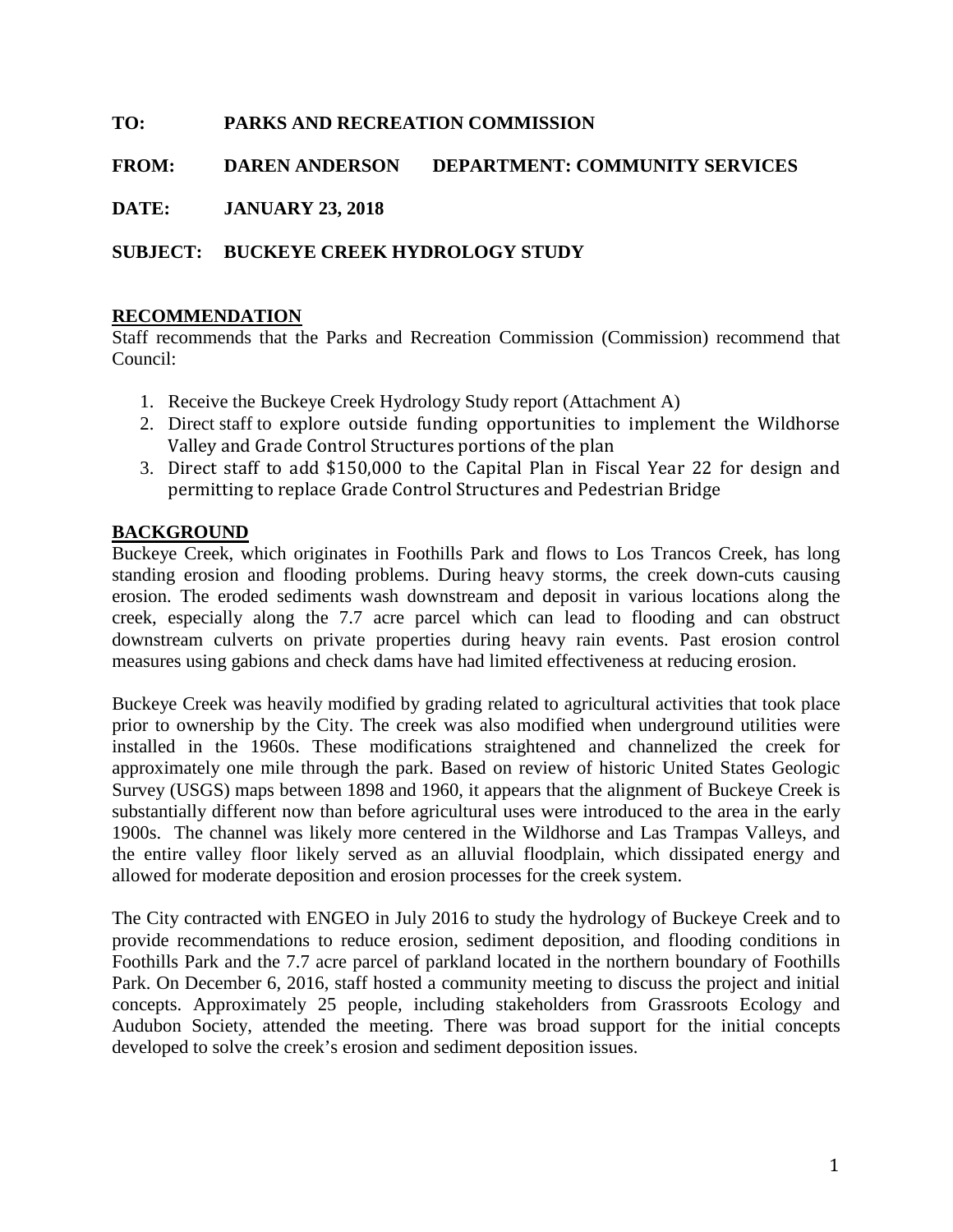**TO:** **PARKS AND RECREATION COMMISSION**

**FROM:** **DAREN ANDERSON** **DEPARTMENT: COMMUNITY SERVICES**

**DATE:** **JANUARY 23, 2018**

**SUBJECT:** **BUCKEYE CREEK HYDROLOGY STUDY**

## RECOMMENDATION

Staff recommends that the Parks and Recreation Commission (Commission) recommend that Council:

1. Receive the Buckeye Creek Hydrology Study report (Attachment A)
2. Direct staff to explore outside funding opportunities to implement the Wildhorse Valley and Grade Control Structures portions of the plan
3. Direct staff to add $150,000 to the Capital Plan in Fiscal Year 22 for design and permitting to replace Grade Control Structures and Pedestrian Bridge

## BACKGROUND

Buckeye Creek, which originates in Foothills Park and flows to Los Trancos Creek, has long standing erosion and flooding problems. During heavy storms, the creek down-cuts causing erosion. The eroded sediments wash downstream and deposit in various locations along the creek, especially along the 7.7 acre parcel which can lead to flooding and can obstruct downstream culverts on private properties during heavy rain events. Past erosion control measures using gabions and check dams have had limited effectiveness at reducing erosion.

Buckeye Creek was heavily modified by grading related to agricultural activities that took place prior to ownership by the City. The creek was also modified when underground utilities were installed in the 1960s. These modifications straightened and channelized the creek for approximately one mile through the park. Based on review of historic United States Geologic Survey (USGS) maps between 1898 and 1960, it appears that the alignment of Buckeye Creek is substantially different now than before agricultural uses were introduced to the area in the early 1900s. The channel was likely more centered in the Wildhorse and Las Trampas Valleys, and the entire valley floor likely served as an alluvial floodplain, which dissipated energy and allowed for moderate deposition and erosion processes for the creek system.

The City contracted with ENGEO in July 2016 to study the hydrology of Buckeye Creek and to provide recommendations to reduce erosion, sediment deposition, and flooding conditions in Foothills Park and the 7.7 acre parcel of parkland located in the northern boundary of Foothills Park. On December 6, 2016, staff hosted a community meeting to discuss the project and initial concepts. Approximately 25 people, including stakeholders from Grassroots Ecology and Audubon Society, attended the meeting. There was broad support for the initial concepts developed to solve the creek's erosion and sediment deposition issues.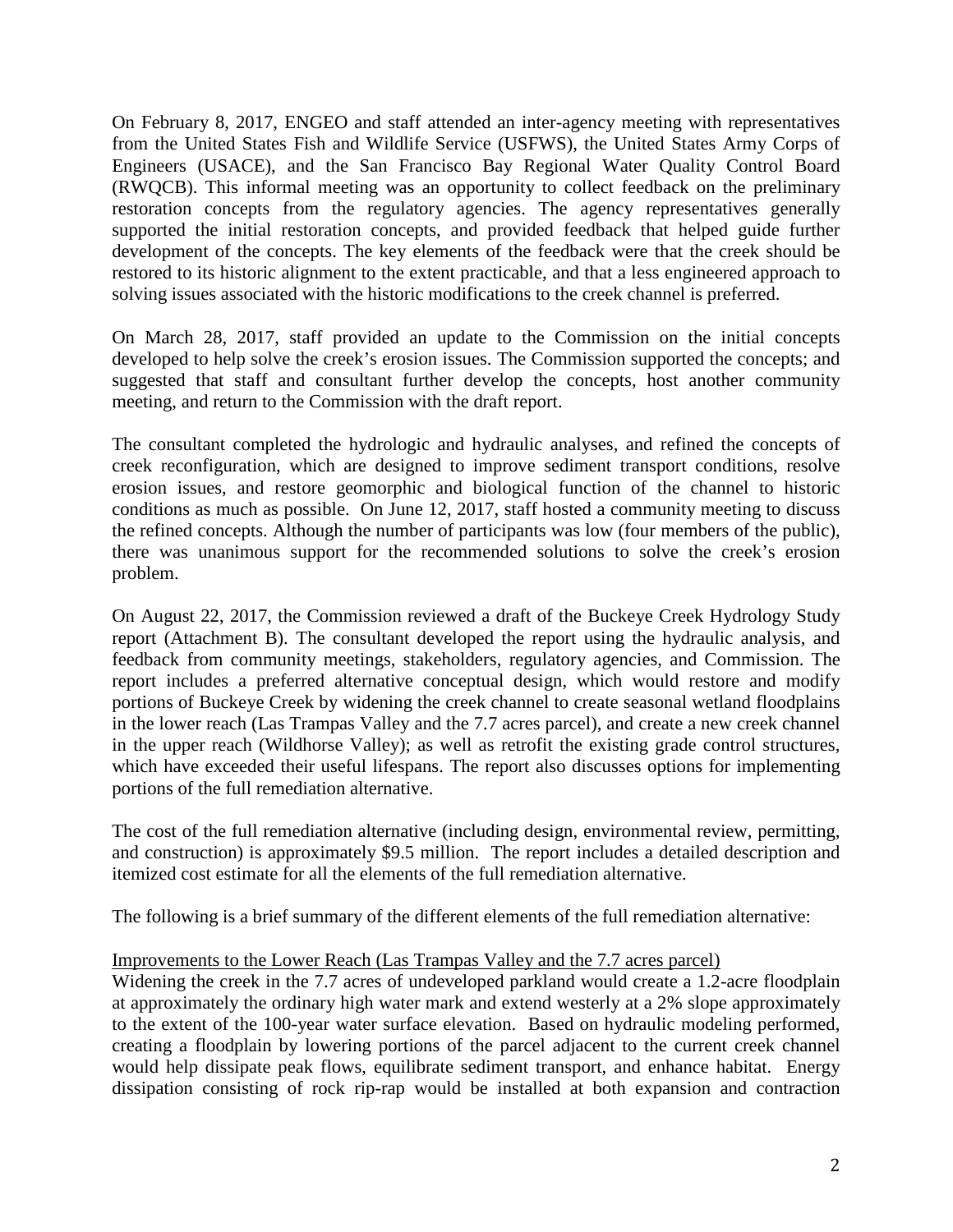On February 8, 2017, ENGEO and staff attended an inter-agency meeting with representatives from the United States Fish and Wildlife Service (USFWS), the United States Army Corps of Engineers (USACE), and the San Francisco Bay Regional Water Quality Control Board (RWQCB). This informal meeting was an opportunity to collect feedback on the preliminary restoration concepts from the regulatory agencies. The agency representatives generally supported the initial restoration concepts, and provided feedback that helped guide further development of the concepts. The key elements of the feedback were that the creek should be restored to its historic alignment to the extent practicable, and that a less engineered approach to solving issues associated with the historic modifications to the creek channel is preferred.

On March 28, 2017, staff provided an update to the Commission on the initial concepts developed to help solve the creek's erosion issues. The Commission supported the concepts; and suggested that staff and consultant further develop the concepts, host another community meeting, and return to the Commission with the draft report.

The consultant completed the hydrologic and hydraulic analyses, and refined the concepts of creek reconfiguration, which are designed to improve sediment transport conditions, resolve erosion issues, and restore geomorphic and biological function of the channel to historic conditions as much as possible. On June 12, 2017, staff hosted a community meeting to discuss the refined concepts. Although the number of participants was low (four members of the public), there was unanimous support for the recommended solutions to solve the creek's erosion problem.

On August 22, 2017, the Commission reviewed a draft of the Buckeye Creek Hydrology Study report (Attachment B). The consultant developed the report using the hydraulic analysis, and feedback from community meetings, stakeholders, regulatory agencies, and Commission. The report includes a preferred alternative conceptual design, which would restore and modify portions of Buckeye Creek by widening the creek channel to create seasonal wetland floodplains in the lower reach (Las Trampas Valley and the 7.7 acres parcel), and create a new creek channel in the upper reach (Wildhorse Valley); as well as retrofit the existing grade control structures, which have exceeded their useful lifespans. The report also discusses options for implementing portions of the full remediation alternative.

The cost of the full remediation alternative (including design, environmental review, permitting, and construction) is approximately $9.5 million. The report includes a detailed description and itemized cost estimate for all the elements of the full remediation alternative.

The following is a brief summary of the different elements of the full remediation alternative:

<u>Improvements to the Lower Reach (Las Trampas Valley and the 7.7 acres parcel)</u>

Widening the creek in the 7.7 acres of undeveloped parkland would create a 1.2-acre floodplain at approximately the ordinary high water mark and extend westerly at a 2% slope approximately to the extent of the 100-year water surface elevation. Based on hydraulic modeling performed, creating a floodplain by lowering portions of the parcel adjacent to the current creek channel would help dissipate peak flows, equilibrate sediment transport, and enhance habitat. Energy dissipation consisting of rock rip-rap would be installed at both expansion and contraction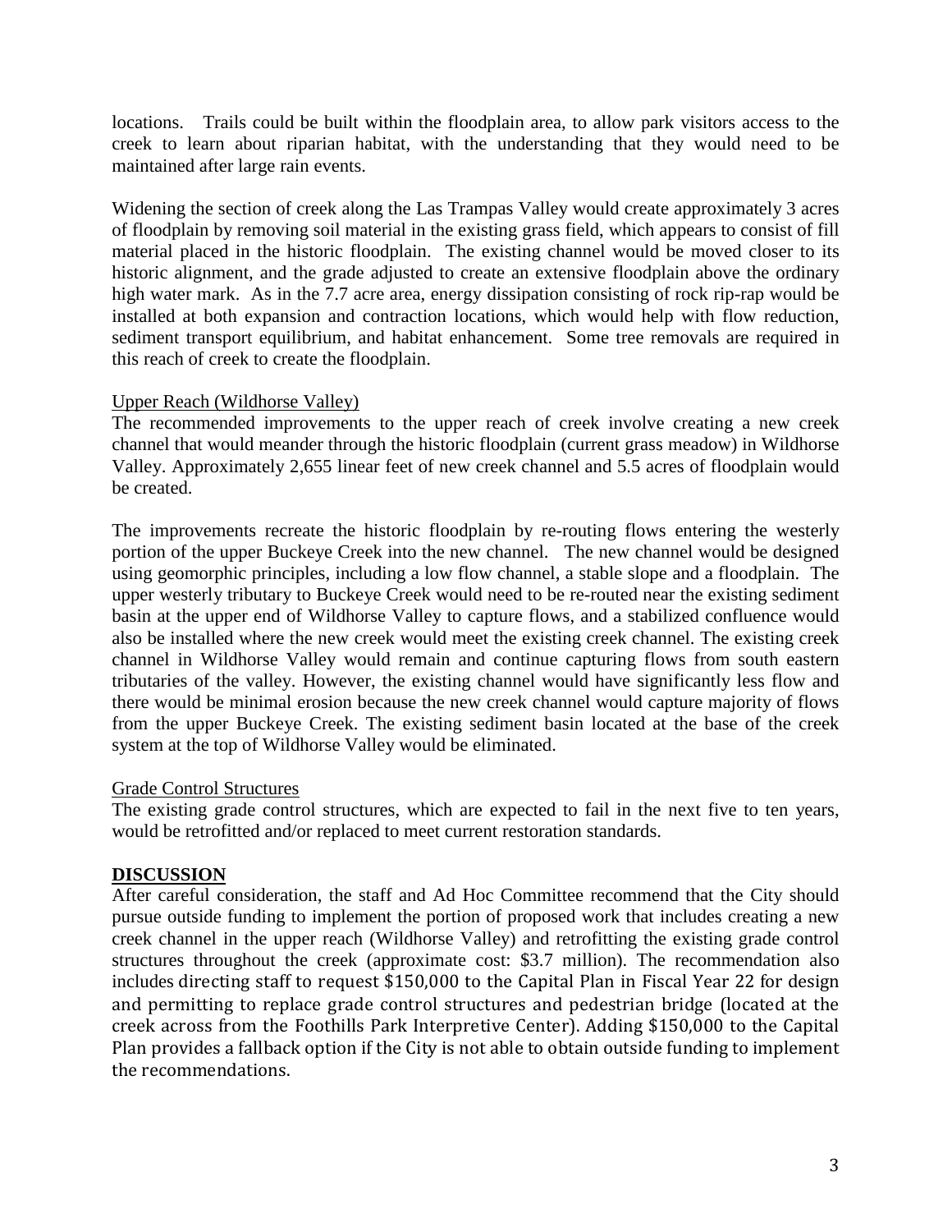locations. Trails could be built within the floodplain area, to allow park visitors access to the creek to learn about riparian habitat, with the understanding that they would need to be maintained after large rain events.

Widening the section of creek along the Las Trampas Valley would create approximately 3 acres of floodplain by removing soil material in the existing grass field, which appears to consist of fill material placed in the historic floodplain. The existing channel would be moved closer to its historic alignment, and the grade adjusted to create an extensive floodplain above the ordinary high water mark. As in the 7.7 acre area, energy dissipation consisting of rock rip-rap would be installed at both expansion and contraction locations, which would help with flow reduction, sediment transport equilibrium, and habitat enhancement. Some tree removals are required in this reach of creek to create the floodplain.

Upper Reach (Wildhorse Valley)

The recommended improvements to the upper reach of creek involve creating a new creek channel that would meander through the historic floodplain (current grass meadow) in Wildhorse Valley. Approximately 2,655 linear feet of new creek channel and 5.5 acres of floodplain would be created.

The improvements recreate the historic floodplain by re-routing flows entering the westerly portion of the upper Buckeye Creek into the new channel. The new channel would be designed using geomorphic principles, including a low flow channel, a stable slope and a floodplain. The upper westerly tributary to Buckeye Creek would need to be re-routed near the existing sediment basin at the upper end of Wildhorse Valley to capture flows, and a stabilized confluence would also be installed where the new creek would meet the existing creek channel. The existing creek channel in Wildhorse Valley would remain and continue capturing flows from south eastern tributaries of the valley. However, the existing channel would have significantly less flow and there would be minimal erosion because the new creek channel would capture majority of flows from the upper Buckeye Creek. The existing sediment basin located at the base of the creek system at the top of Wildhorse Valley would be eliminated.

Grade Control Structures

The existing grade control structures, which are expected to fail in the next five to ten years, would be retrofitted and/or replaced to meet current restoration standards.

**DISCUSSION**

After careful consideration, the staff and Ad Hoc Committee recommend that the City should pursue outside funding to implement the portion of proposed work that includes creating a new creek channel in the upper reach (Wildhorse Valley) and retrofitting the existing grade control structures throughout the creek (approximate cost: $3.7 million). The recommendation also includes directing staff to request $150,000 to the Capital Plan in Fiscal Year 22 for design and permitting to replace grade control structures and pedestrian bridge (located at the creek across from the Foothills Park Interpretive Center). Adding $150,000 to the Capital Plan provides a fallback option if the City is not able to obtain outside funding to implement the recommendations.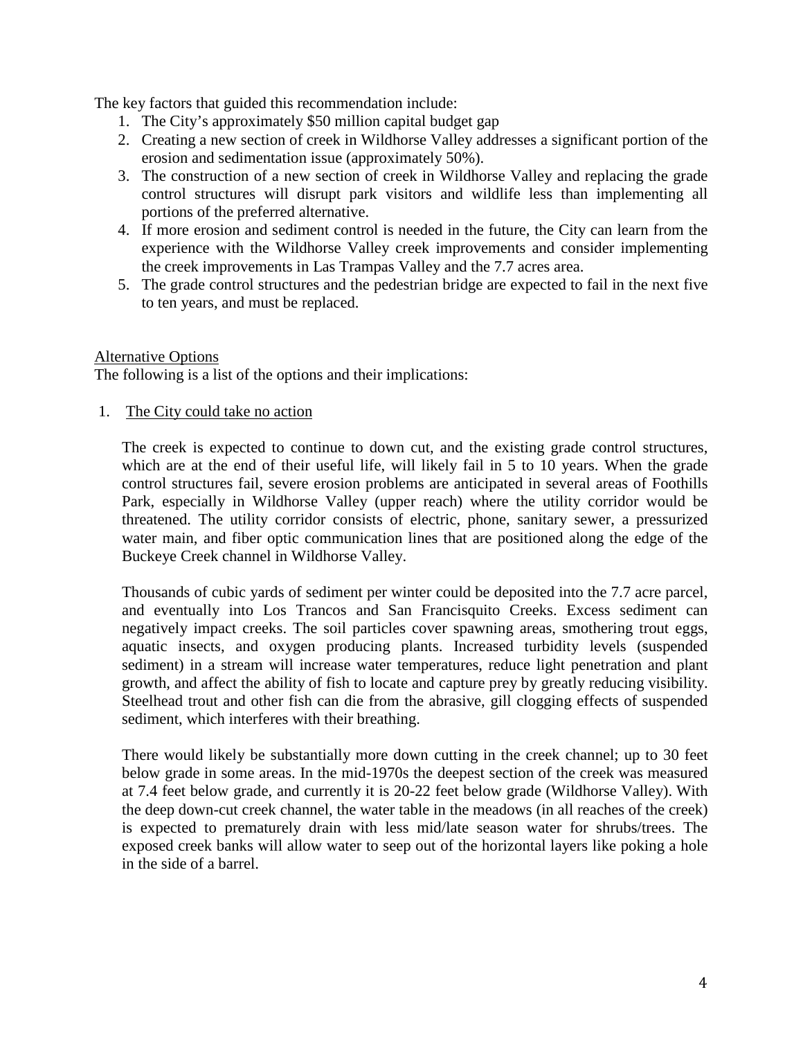The key factors that guided this recommendation include:

1. The City's approximately $50 million capital budget gap
2. Creating a new section of creek in Wildhorse Valley addresses a significant portion of the erosion and sedimentation issue (approximately 50%).
3. The construction of a new section of creek in Wildhorse Valley and replacing the grade control structures will disrupt park visitors and wildlife less than implementing all portions of the preferred alternative.
4. If more erosion and sediment control is needed in the future, the City can learn from the experience with the Wildhorse Valley creek improvements and consider implementing the creek improvements in Las Trampas Valley and the 7.7 acres area.
5. The grade control structures and the pedestrian bridge are expected to fail in the next five to ten years, and must be replaced.

<u>Alternative Options</u>

The following is a list of the options and their implications:

1. <u>The City could take no action</u>

   The creek is expected to continue to down cut, and the existing grade control structures, which are at the end of their useful life, will likely fail in 5 to 10 years. When the grade control structures fail, severe erosion problems are anticipated in several areas of Foothills Park, especially in Wildhorse Valley (upper reach) where the utility corridor would be threatened. The utility corridor consists of electric, phone, sanitary sewer, a pressurized water main, and fiber optic communication lines that are positioned along the edge of the Buckeye Creek channel in Wildhorse Valley.

   Thousands of cubic yards of sediment per winter could be deposited into the 7.7 acre parcel, and eventually into Los Trancos and San Francisquito Creeks. Excess sediment can negatively impact creeks. The soil particles cover spawning areas, smothering trout eggs, aquatic insects, and oxygen producing plants. Increased turbidity levels (suspended sediment) in a stream will increase water temperatures, reduce light penetration and plant growth, and affect the ability of fish to locate and capture prey by greatly reducing visibility. Steelhead trout and other fish can die from the abrasive, gill clogging effects of suspended sediment, which interferes with their breathing.

   There would likely be substantially more down cutting in the creek channel; up to 30 feet below grade in some areas. In the mid-1970s the deepest section of the creek was measured at 7.4 feet below grade, and currently it is 20-22 feet below grade (Wildhorse Valley). With the deep down-cut creek channel, the water table in the meadows (in all reaches of the creek) is expected to prematurely drain with less mid/late season water for shrubs/trees. The exposed creek banks will allow water to seep out of the horizontal layers like poking a hole in the side of a barrel.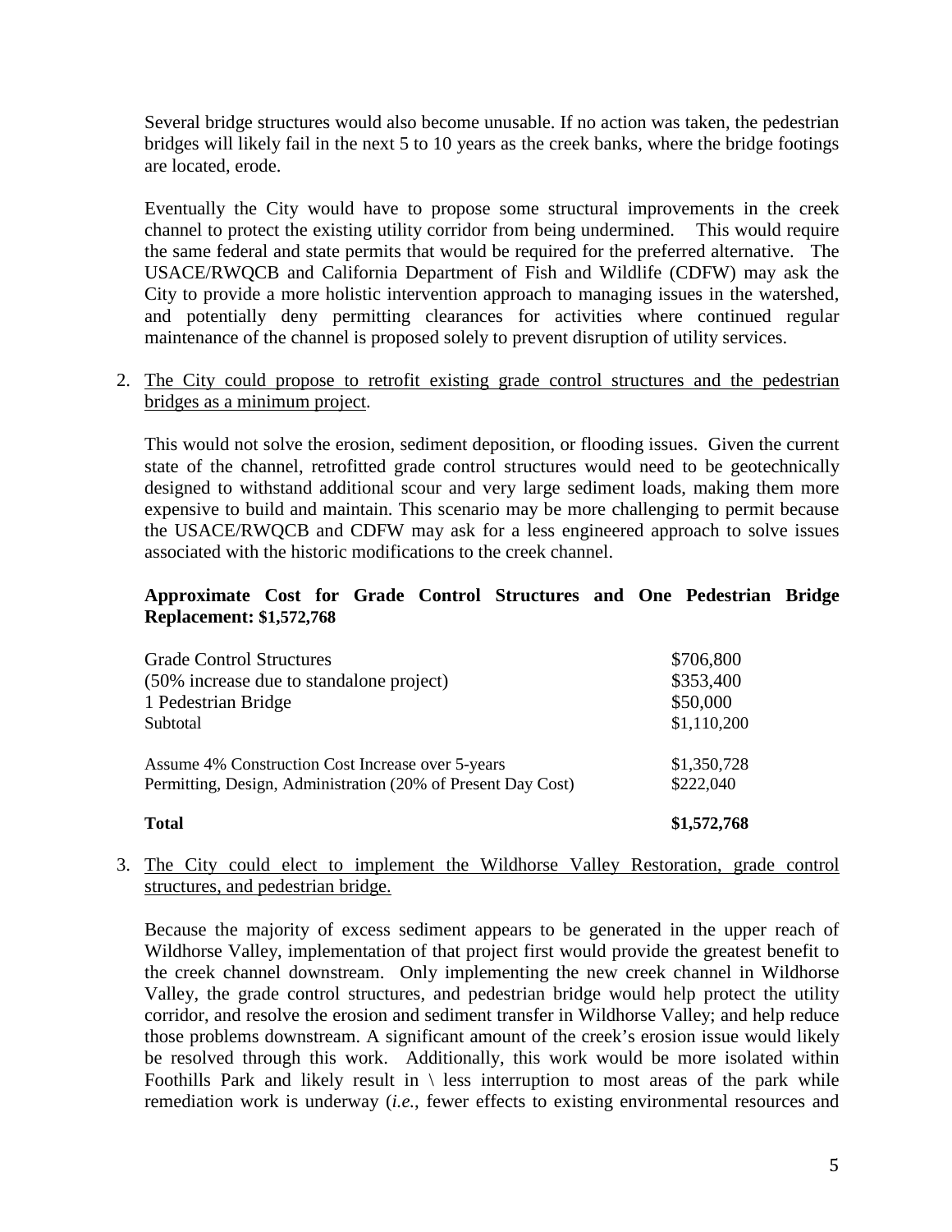Several bridge structures would also become unusable. If no action was taken, the pedestrian bridges will likely fail in the next 5 to 10 years as the creek banks, where the bridge footings are located, erode.

Eventually the City would have to propose some structural improvements in the creek channel to protect the existing utility corridor from being undermined. This would require the same federal and state permits that would be required for the preferred alternative. The USACE/RWQCB and California Department of Fish and Wildlife (CDFW) may ask the City to provide a more holistic intervention approach to managing issues in the watershed, and potentially deny permitting clearances for activities where continued regular maintenance of the channel is proposed solely to prevent disruption of utility services.

2. <u>The City could propose to retrofit existing grade control structures and the pedestrian bridges as a minimum project</u>.

   This would not solve the erosion, sediment deposition, or flooding issues. Given the current state of the channel, retrofitted grade control structures would need to be geotechnically designed to withstand additional scour and very large sediment loads, making them more expensive to build and maintain. This scenario may be more challenging to permit because the USACE/RWQCB and CDFW may ask for a less engineered approach to solve issues associated with the historic modifications to the creek channel.

   **Approximate Cost for Grade Control Structures and One Pedestrian Bridge Replacement: $1,572,768**

   | | |
   |---|---|
   | Grade Control Structures | $706,800 |
   | (50% increase due to standalone project) | $353,400 |
   | 1 Pedestrian Bridge | $50,000 |
   | Subtotal | $1,110,200 |
   | Assume 4% Construction Cost Increase over 5-years | $1,350,728 |
   | Permitting, Design, Administration (20% of Present Day Cost) | $222,040 |
   | **Total** | **$1,572,768** |

3. <u>The City could elect to implement the Wildhorse Valley Restoration, grade control structures, and pedestrian bridge.</u>

   Because the majority of excess sediment appears to be generated in the upper reach of Wildhorse Valley, implementation of that project first would provide the greatest benefit to the creek channel downstream. Only implementing the new creek channel in Wildhorse Valley, the grade control structures, and pedestrian bridge would help protect the utility corridor, and resolve the erosion and sediment transfer in Wildhorse Valley; and help reduce those problems downstream. A significant amount of the creek's erosion issue would likely be resolved through this work. Additionally, this work would be more isolated within Foothills Park and likely result in \ less interruption to most areas of the park while remediation work is underway (*i.e.*, fewer effects to existing environmental resources and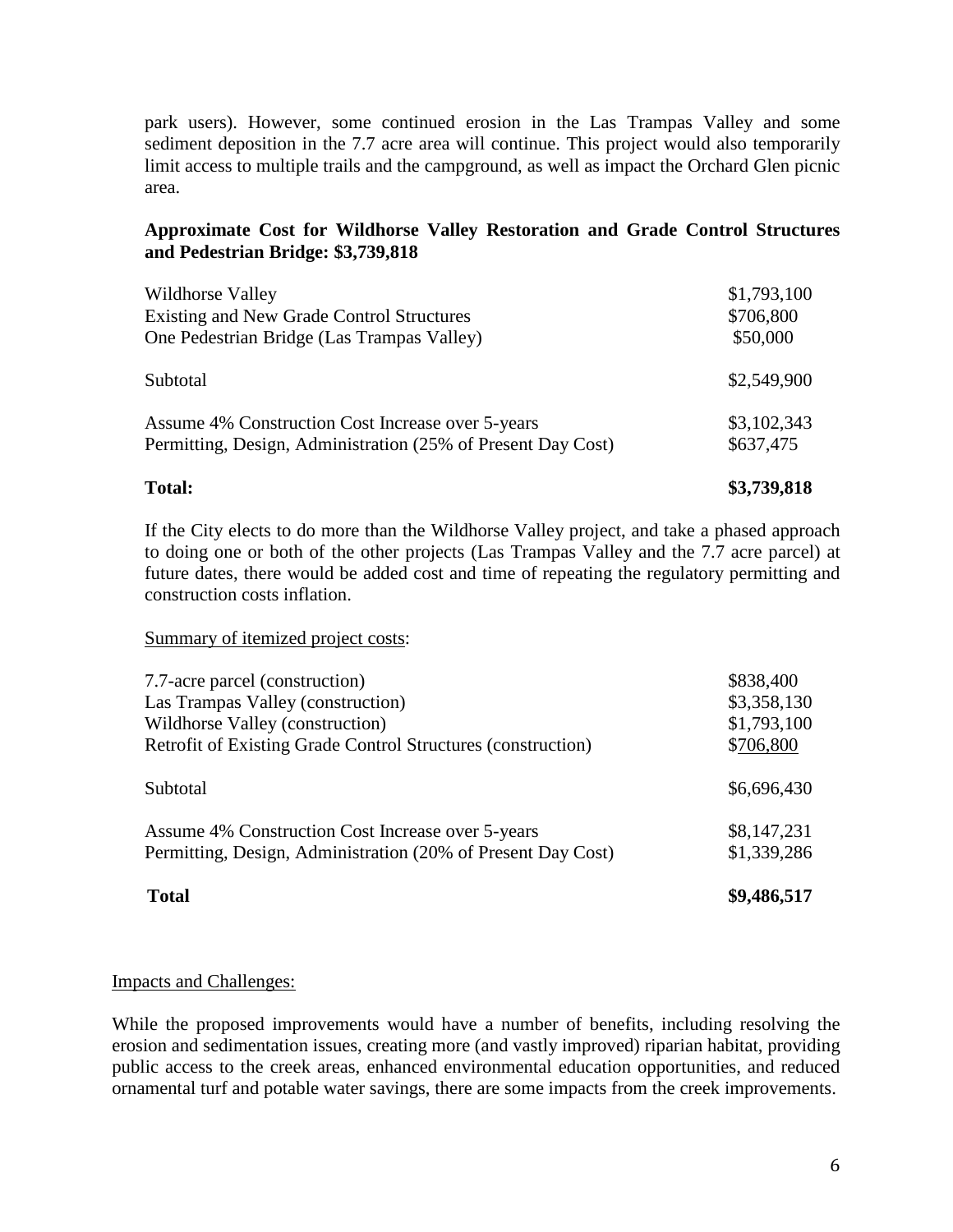park users). However, some continued erosion in the Las Trampas Valley and some sediment deposition in the 7.7 acre area will continue. This project would also temporarily limit access to multiple trails and the campground, as well as impact the Orchard Glen picnic area.

**Approximate Cost for Wildhorse Valley Restoration and Grade Control Structures and Pedestrian Bridge: $3,739,818**

| | |
|---|---|
| Wildhorse Valley | $1,793,100 |
| Existing and New Grade Control Structures | $706,800 |
| One Pedestrian Bridge (Las Trampas Valley) | $50,000 |
| Subtotal | $2,549,900 |
| Assume 4% Construction Cost Increase over 5-years | $3,102,343 |
| Permitting, Design, Administration (25% of Present Day Cost) | $637,475 |
| **Total:** | **$3,739,818** |

If the City elects to do more than the Wildhorse Valley project, and take a phased approach to doing one or both of the other projects (Las Trampas Valley and the 7.7 acre parcel) at future dates, there would be added cost and time of repeating the regulatory permitting and construction costs inflation.

Summary of itemized project costs:

| | |
|---|---|
| 7.7-acre parcel (construction) | $838,400 |
| Las Trampas Valley (construction) | $3,358,130 |
| Wildhorse Valley (construction) | $1,793,100 |
| Retrofit of Existing Grade Control Structures (construction) | $706,800 |
| Subtotal | $6,696,430 |
| Assume 4% Construction Cost Increase over 5-years | $8,147,231 |
| Permitting, Design, Administration (20% of Present Day Cost) | $1,339,286 |
| **Total** | **$9,486,517** |

Impacts and Challenges:

While the proposed improvements would have a number of benefits, including resolving the erosion and sedimentation issues, creating more (and vastly improved) riparian habitat, providing public access to the creek areas, enhanced environmental education opportunities, and reduced ornamental turf and potable water savings, there are some impacts from the creek improvements.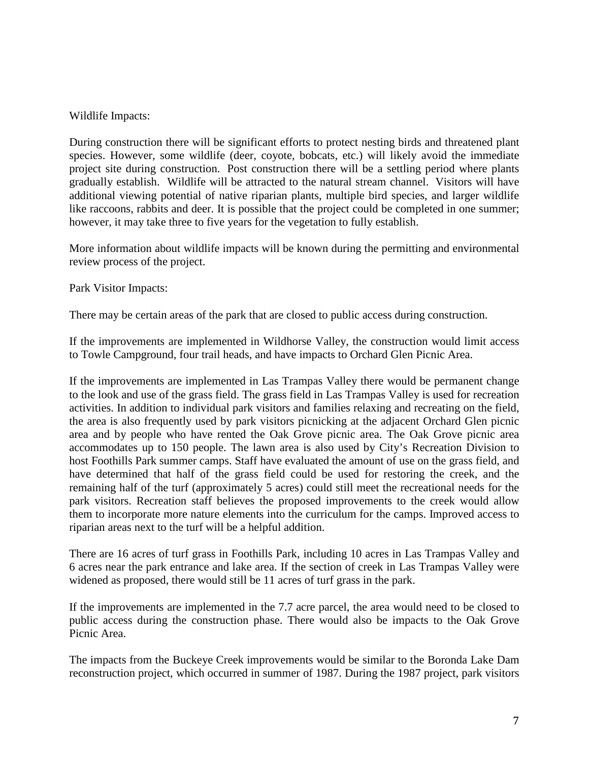Wildlife Impacts:

During construction there will be significant efforts to protect nesting birds and threatened plant species. However, some wildlife (deer, coyote, bobcats, etc.) will likely avoid the immediate project site during construction. Post construction there will be a settling period where plants gradually establish. Wildlife will be attracted to the natural stream channel. Visitors will have additional viewing potential of native riparian plants, multiple bird species, and larger wildlife like raccoons, rabbits and deer. It is possible that the project could be completed in one summer; however, it may take three to five years for the vegetation to fully establish.

More information about wildlife impacts will be known during the permitting and environmental review process of the project.

Park Visitor Impacts:

There may be certain areas of the park that are closed to public access during construction.

If the improvements are implemented in Wildhorse Valley, the construction would limit access to Towle Campground, four trail heads, and have impacts to Orchard Glen Picnic Area.

If the improvements are implemented in Las Trampas Valley there would be permanent change to the look and use of the grass field. The grass field in Las Trampas Valley is used for recreation activities. In addition to individual park visitors and families relaxing and recreating on the field, the area is also frequently used by park visitors picnicking at the adjacent Orchard Glen picnic area and by people who have rented the Oak Grove picnic area. The Oak Grove picnic area accommodates up to 150 people. The lawn area is also used by City's Recreation Division to host Foothills Park summer camps. Staff have evaluated the amount of use on the grass field, and have determined that half of the grass field could be used for restoring the creek, and the remaining half of the turf (approximately 5 acres) could still meet the recreational needs for the park visitors. Recreation staff believes the proposed improvements to the creek would allow them to incorporate more nature elements into the curriculum for the camps. Improved access to riparian areas next to the turf will be a helpful addition.

There are 16 acres of turf grass in Foothills Park, including 10 acres in Las Trampas Valley and 6 acres near the park entrance and lake area. If the section of creek in Las Trampas Valley were widened as proposed, there would still be 11 acres of turf grass in the park.

If the improvements are implemented in the 7.7 acre parcel, the area would need to be closed to public access during the construction phase. There would also be impacts to the Oak Grove Picnic Area.

The impacts from the Buckeye Creek improvements would be similar to the Boronda Lake Dam reconstruction project, which occurred in summer of 1987. During the 1987 project, park visitors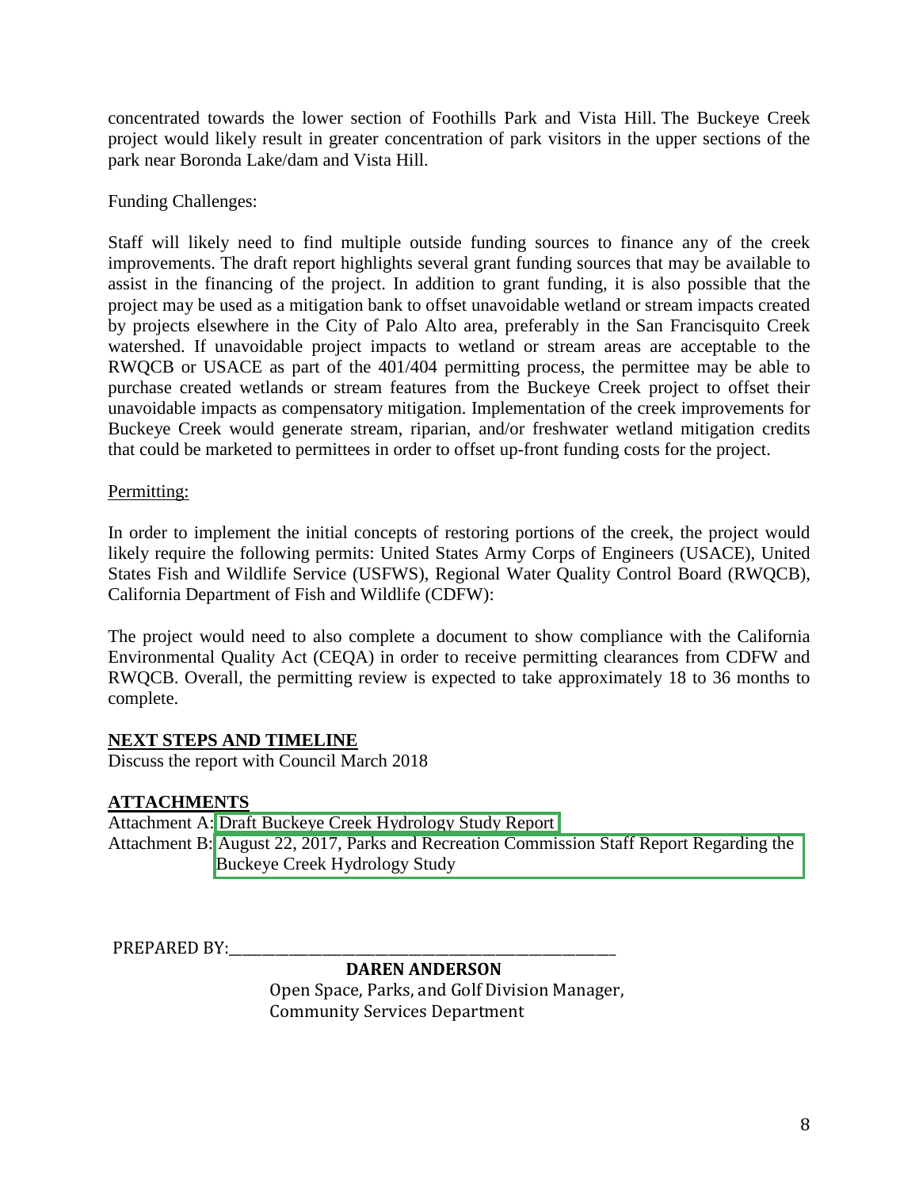concentrated towards the lower section of Foothills Park and Vista Hill. The Buckeye Creek project would likely result in greater concentration of park visitors in the upper sections of the park near Boronda Lake/dam and Vista Hill.

Funding Challenges:

Staff will likely need to find multiple outside funding sources to finance any of the creek improvements. The draft report highlights several grant funding sources that may be available to assist in the financing of the project. In addition to grant funding, it is also possible that the project may be used as a mitigation bank to offset unavoidable wetland or stream impacts created by projects elsewhere in the City of Palo Alto area, preferably in the San Francisquito Creek watershed. If unavoidable project impacts to wetland or stream areas are acceptable to the RWQCB or USACE as part of the 401/404 permitting process, the permittee may be able to purchase created wetlands or stream features from the Buckeye Creek project to offset their unavoidable impacts as compensatory mitigation. Implementation of the creek improvements for Buckeye Creek would generate stream, riparian, and/or freshwater wetland mitigation credits that could be marketed to permittees in order to offset up-front funding costs for the project.

Permitting:

In order to implement the initial concepts of restoring portions of the creek, the project would likely require the following permits: United States Army Corps of Engineers (USACE), United States Fish and Wildlife Service (USFWS), Regional Water Quality Control Board (RWQCB), California Department of Fish and Wildlife (CDFW):

The project would need to also complete a document to show compliance with the California Environmental Quality Act (CEQA) in order to receive permitting clearances from CDFW and RWQCB. Overall, the permitting review is expected to take approximately 18 to 36 months to complete.

## NEXT STEPS AND TIMELINE

Discuss the report with Council March 2018

## ATTACHMENTS

Attachment A: Draft Buckeye Creek Hydrology Study Report
Attachment B: August 22, 2017, Parks and Recreation Commission Staff Report Regarding the Buckeye Creek Hydrology Study

PREPARED BY:\_\_\_\_\_\_\_\_\_\_\_\_\_\_\_\_\_\_\_\_\_\_\_\_\_\_\_\_\_\_\_\_\_\_\_\_\_\_\_\_\_\_\_\_

**DAREN ANDERSON**
Open Space, Parks, and Golf Division Manager,
Community Services Department